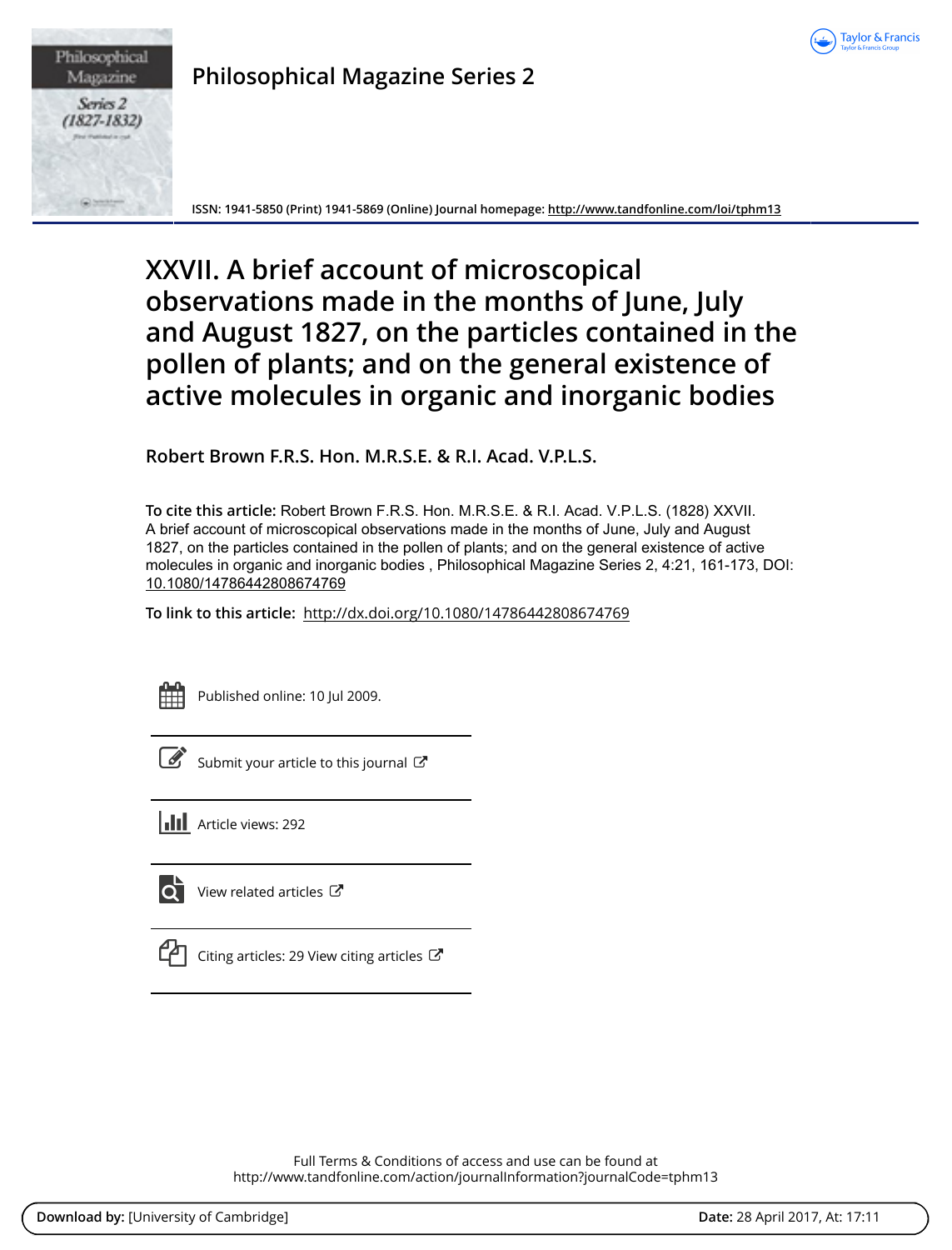Philosophical Magazine Series 2

ISSN: 1941-5850 (Print) 1941-5869 (Online) Journal homepage: http://www.tandfonline.com/loi/tphm13

# XXVII. A brief account of microscopical observations made in the months of June, July and August 1827, on the particles contained in the pollen of plants; and on the general existence of active molecules in organic and inorganic bodies

**Robert Brown F.R.S. Hon. M.R.S.E. & R.I. Acad. V.P.L.S.**

**To cite this article:** Robert Brown F.R.S. Hon. M.R.S.E. & R.I. Acad. V.P.L.S. (1828) XXVII. A brief account of microscopical observations made in the months of June, July and August 1827, on the particles contained in the pollen of plants; and on the general existence of active molecules in organic and inorganic bodies , Philosophical Magazine Series 2, 4:21, 161-173, DOI: 10.1080/14786442808674769

**To link to this article:** http://dx.doi.org/10.1080/14786442808674769

Published online: 10 Jul 2009.

Submit your article to this journal

Article views: 292

View related articles

Citing articles: 29 View citing articles

Full Terms & Conditions of access and use can be found at
http://www.tandfonline.com/action/journalInformation?journalCode=tphm13

**Download by:** [University of Cambridge] **Date:** 28 April 2017, At: 17:11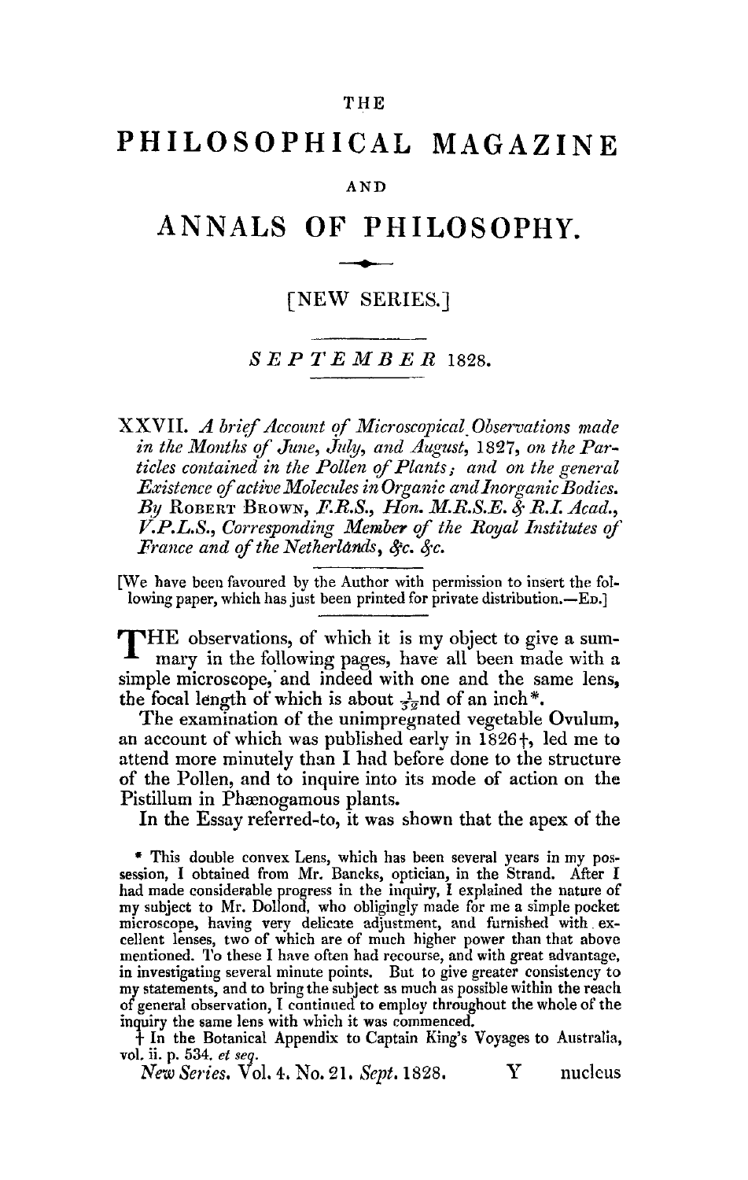# THE PHILOSOPHICAL MAGAZINE AND ANNALS OF PHILOSOPHY.

[NEW SERIES.]

*SEPTEMBER* 1828.

## XXVII. *A brief Account of Microscopical Observations made in the Months of June, July, and August, 1827, on the Particles contained in the Pollen of Plants; and on the general Existence of active Molecules in Organic and Inorganic Bodies.* By Robert Brown, *F.R.S., Hon. M.R.S.E. & R.I. Acad., V.P.L.S., Corresponding Member of the Royal Institutes of France and of the Netherlands, &c. &c.*

[We have been favoured by the Author with permission to insert the following paper, which has just been printed for private distribution.—Ed.]

The observations, of which it is my object to give a summary in the following pages, have all been made with a simple microscope, and indeed with one and the same lens, the focal length of which is about $\frac{1}{32}$nd of an inch*.

The examination of the unimpregnated vegetable Ovulum, an account of which was published early in 1826†, led me to attend more minutely than I had before done to the structure of the Pollen, and to inquire into its mode of action on the Pistillum in Phænogamous plants.

In the Essay referred-to, it was shown that the apex of the nucleus

* This double convex Lens, which has been several years in my possession, I obtained from Mr. Bancks, optician, in the Strand. After I had made considerable progress in the inquiry, I explained the nature of my subject to Mr. Dollond, who obligingly made for me a simple pocket microscope, having very delicate adjustment, and furnished with excellent lenses, two of which are of much higher power than that above mentioned. To these I have often had recourse, and with great advantage, in investigating several minute points. But to give greater consistency to my statements, and to bring the subject as much as possible within the reach of general observation, I continued to employ throughout the whole of the inquiry the same lens with which it was commenced.

† In the Botanical Appendix to Captain King's Voyages to Australia, vol. ii. p. 534. *et seq.*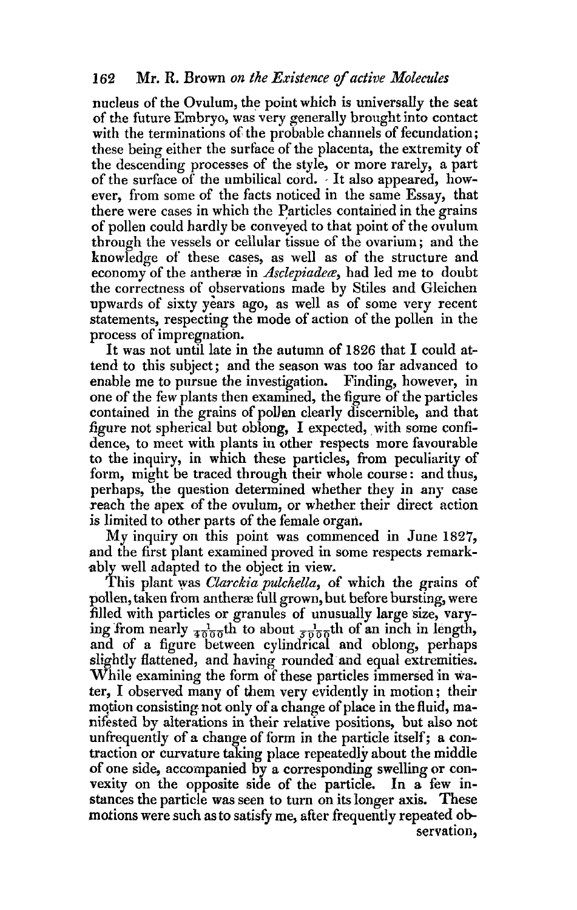nucleus of the Ovulum, the point which is universally the seat of the future Embryo, was very generally brought into contact with the terminations of the probable channels of fecundation; these being either the surface of the placenta, the extremity of the descending processes of the style, or more rarely, a part of the surface of the umbilical cord. It also appeared, however, from some of the facts noticed in the same Essay, that there were cases in which the Particles contained in the grains of pollen could hardly be conveyed to that point of the ovulum through the vessels or cellular tissue of the ovarium; and the knowledge of these cases, as well as of the structure and economy of the antheræ in *Asclepiadeæ*, had led me to doubt the correctness of observations made by Stiles and Gleichen upwards of sixty years ago, as well as of some very recent statements, respecting the mode of action of the pollen in the process of impregnation.

It was not until late in the autumn of 1826 that I could attend to this subject; and the season was too far advanced to enable me to pursue the investigation. Finding, however, in one of the few plants then examined, the figure of the particles contained in the grains of pollen clearly discernible, and that figure not spherical but oblong, I expected, with some confidence, to meet with plants in other respects more favourable to the inquiry, in which these particles, from peculiarity of form, might be traced through their whole course: and thus, perhaps, the question determined whether they in any case reach the apex of the ovulum, or whether their direct action is limited to other parts of the female organ.

My inquiry on this point was commenced in June 1827, and the first plant examined proved in some respects remarkably well adapted to the object in view.

This plant was *Clarckia pulchella*, of which the grains of pollen, taken from antheræ full grown, but before bursting, were filled with particles or granules of unusually large size, varying from nearly $\frac{1}{4000}$th to about $\frac{1}{5000}$th of an inch in length, and of a figure between cylindrical and oblong, perhaps slightly flattened, and having rounded and equal extremities. While examining the form of these particles immersed in water, I observed many of them very evidently in motion; their motion consisting not only of a change of place in the fluid, manifested by alterations in their relative positions, but also not unfrequently of a change of form in the particle itself; a contraction or curvature taking place repeatedly about the middle of one side, accompanied by a corresponding swelling or convexity on the opposite side of the particle. In a few instances the particle was seen to turn on its longer axis. These motions were such as to satisfy me, after frequently repeated observation,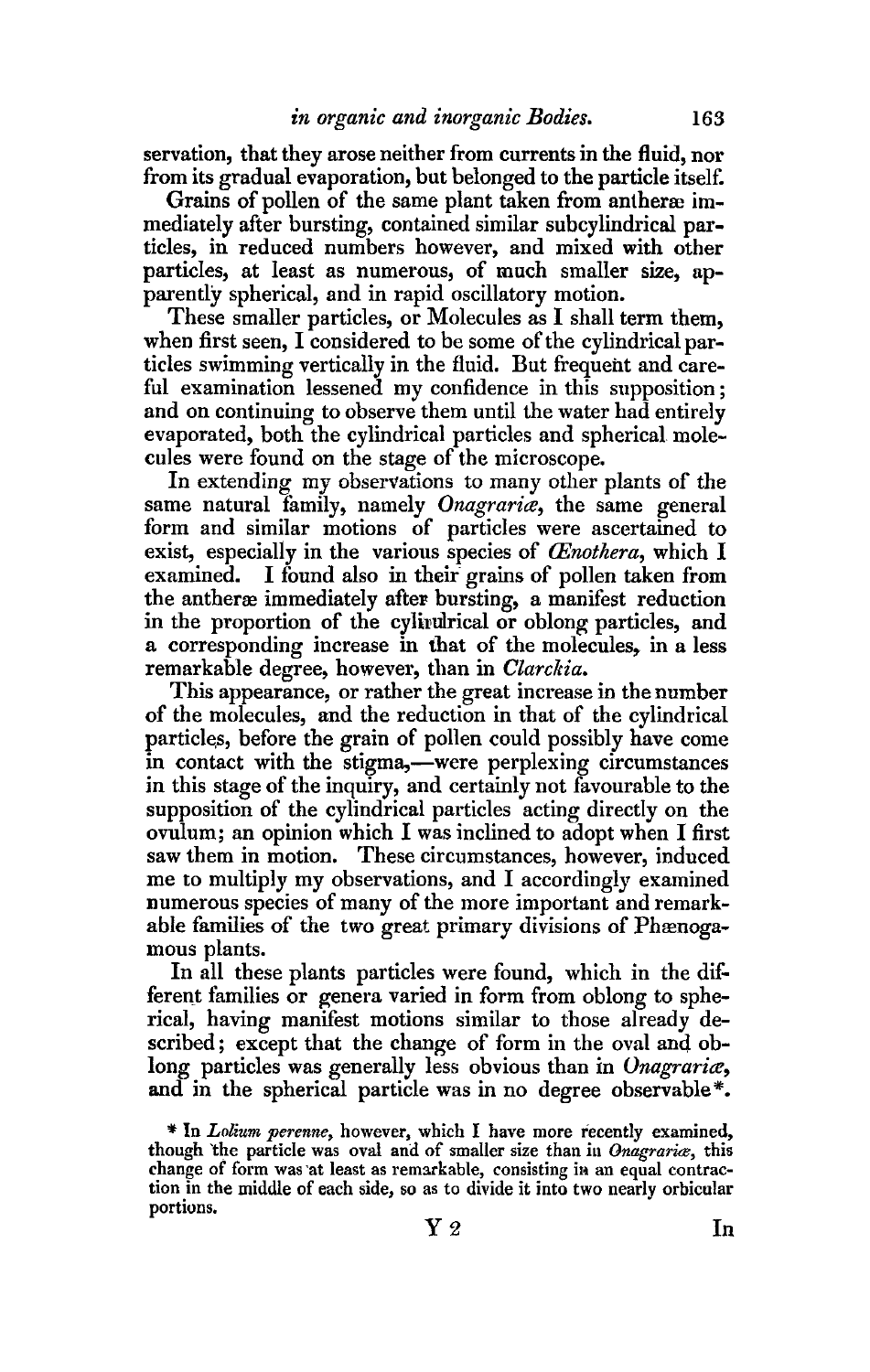servation, that they arose neither from currents in the fluid, nor from its gradual evaporation, but belonged to the particle itself.

Grains of pollen of the same plant taken from antheræ immediately after bursting, contained similar subcylindrical particles, in reduced numbers however, and mixed with other particles, at least as numerous, of much smaller size, apparently spherical, and in rapid oscillatory motion.

These smaller particles, or Molecules as I shall term them, when first seen, I considered to be some of the cylindrical particles swimming vertically in the fluid. But frequent and careful examination lessened my confidence in this supposition; and on continuing to observe them until the water had entirely evaporated, both the cylindrical particles and spherical molecules were found on the stage of the microscope.

In extending my observations to many other plants of the same natural family, namely *Onagrariæ*, the same general form and similar motions of particles were ascertained to exist, especially in the various species of *Œnothera*, which I examined. I found also in their grains of pollen taken from the antheræ immediately after bursting, a manifest reduction in the proportion of the cylindrical or oblong particles, and a corresponding increase in that of the molecules, in a less remarkable degree, however, than in *Clarckia*.

This appearance, or rather the great increase in the number of the molecules, and the reduction in that of the cylindrical particles, before the grain of pollen could possibly have come in contact with the stigma,—were perplexing circumstances in this stage of the inquiry, and certainly not favourable to the supposition of the cylindrical particles acting directly on the ovulum; an opinion which I was inclined to adopt when I first saw them in motion. These circumstances, however, induced me to multiply my observations, and I accordingly examined numerous species of many of the more important and remarkable families of the two great primary divisions of Phænogamous plants.

In all these plants particles were found, which in the different families or genera varied in form from oblong to spherical, having manifest motions similar to those already described; except that the change of form in the oval and oblong particles was generally less obvious than in *Onagrariæ*, and in the spherical particle was in no degree observable*.

\* In *Lolium perenne*, however, which I have more recently examined, though the particle was oval and of smaller size than in *Onagrariæ*, this change of form was at least as remarkable, consisting in an equal contraction in the middle of each side, so as to divide it into two nearly orbicular portions.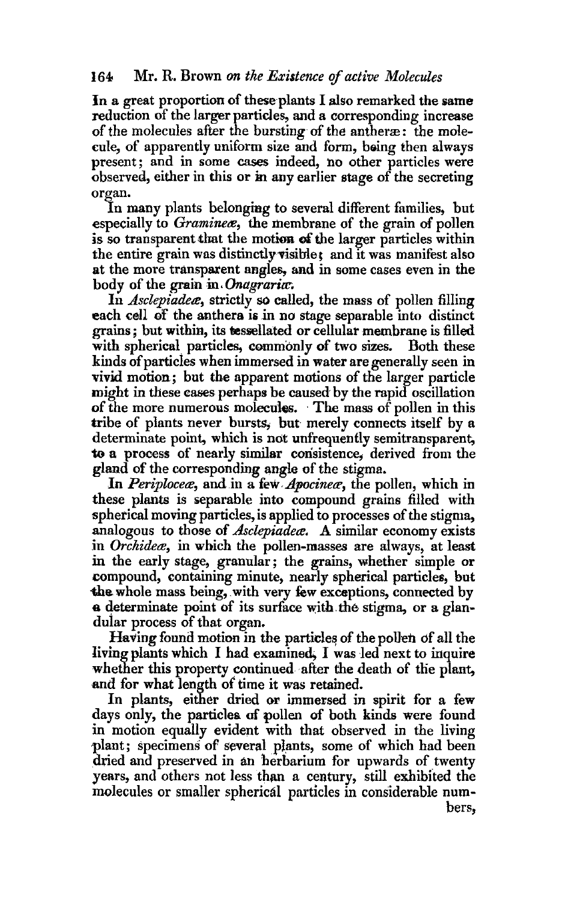In a great proportion of these plants I also remarked the same reduction of the larger particles, and a corresponding increase of the molecules after the bursting of the antheræ: the molecule, of apparently uniform size and form, being then always present; and in some cases indeed, no other particles were observed, either in this or in any earlier stage of the secreting organ.

In many plants belonging to several different families, but especially to *Gramineæ*, the membrane of the grain of pollen is so transparent that the motion of the larger particles within the entire grain was distinctly visible; and it was manifest also at the more transparent angles, and in some cases even in the body of the grain in *Onagrariæ*.

In *Asclepiadeæ*, strictly so called, the mass of pollen filling each cell of the anthera is in no stage separable into distinct grains; but within, its tessellated or cellular membrane is filled with spherical particles, commonly of two sizes. Both these kinds of particles when immersed in water are generally seen in vivid motion; but the apparent motions of the larger particle might in these cases perhaps be caused by the rapid oscillation of the more numerous molecules. The mass of pollen in this tribe of plants never bursts, but merely connects itself by a determinate point, which is not unfrequently semitransparent, to a process of nearly similar consistence, derived from the gland of the corresponding angle of the stigma.

In *Periploceæ*, and in a few *Apocineæ*, the pollen, which in these plants is separable into compound grains filled with spherical moving particles, is applied to processes of the stigma, analogous to those of *Asclepiadeæ*. A similar economy exists in *Orchideæ*, in which the pollen-masses are always, at least in the early stage, granular; the grains, whether simple or compound, containing minute, nearly spherical particles, but the whole mass being, with very few exceptions, connected by a determinate point of its surface with the stigma, or a glandular process of that organ.

Having found motion in the particles of the pollen of all the living plants which I had examined, I was led next to inquire whether this property continued after the death of the plant, and for what length of time it was retained.

In plants, either dried or immersed in spirit for a few days only, the particles of pollen of both kinds were found in motion equally evident with that observed in the living plant; specimens of several plants, some of which had been dried and preserved in an herbarium for upwards of twenty years, and others not less than a century, still exhibited the molecules or smaller spherical particles in considerable numbers,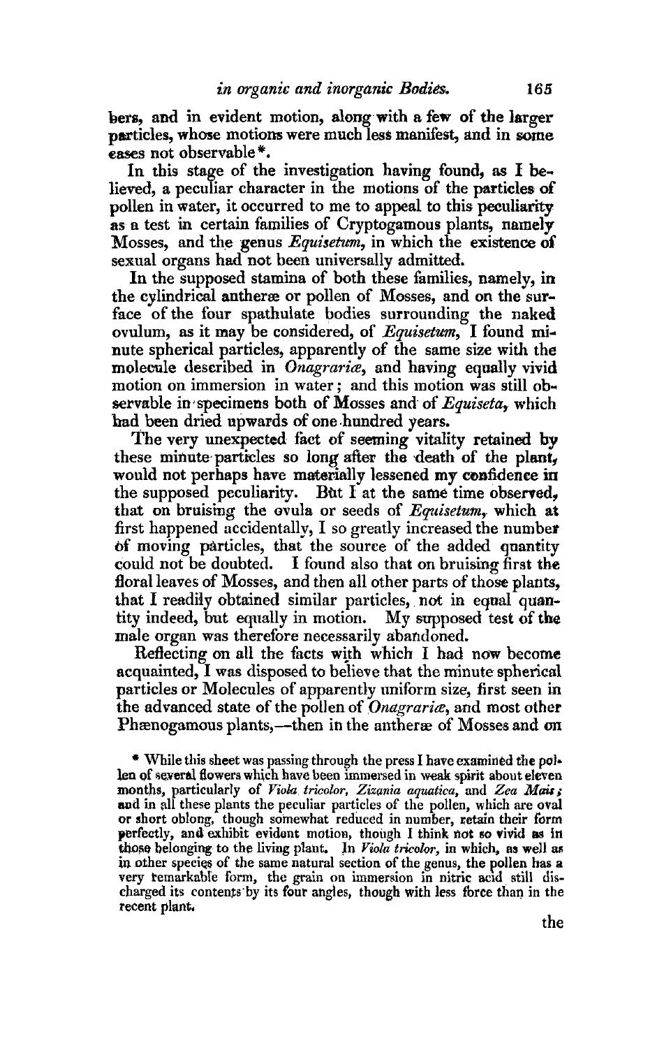bers, and in evident motion, along with a few of the larger particles, whose motions were much less manifest, and in some cases not observable*.

In this stage of the investigation having found, as I believed, a peculiar character in the motions of the particles of pollen in water, it occurred to me to appeal to this peculiarity as a test in certain families of Cryptogamous plants, namely Mosses, and the genus *Equisetum*, in which the existence of sexual organs had not been universally admitted.

In the supposed stamina of both these families, namely, in the cylindrical antheræ or pollen of Mosses, and on the surface of the four spathulate bodies surrounding the naked ovulum, as it may be considered, of *Equisetum*, I found minute spherical particles, apparently of the same size with the molecule described in *Onagrariæ*, and having equally vivid motion on immersion in water; and this motion was still observable in specimens both of Mosses and of *Equiseta*, which had been dried upwards of one hundred years.

The very unexpected fact of seeming vitality retained by these minute particles so long after the death of the plant, would not perhaps have materially lessened my confidence in the supposed peculiarity. But I at the same time observed, that on bruising the ovula or seeds of *Equisetum*, which at first happened accidentally, I so greatly increased the number of moving particles, that the source of the added quantity could not be doubted. I found also that on bruising first the floral leaves of Mosses, and then all other parts of those plants, that I readily obtained similar particles, not in equal quantity indeed, but equally in motion. My supposed test of the male organ was therefore necessarily abandoned.

Reflecting on all the facts with which I had now become acquainted, I was disposed to believe that the minute spherical particles or Molecules of apparently uniform size, first seen in the advanced state of the pollen of *Onagrariæ*, and most other Phænogamous plants,—then in the antheræ of Mosses and on the

\* While this sheet was passing through the press I have examined the pollen of several flowers which have been immersed in weak spirit about eleven months, particularly of *Viola tricolor*, *Zizania aquatica*, and *Zea Mais*; and in all these plants the peculiar particles of the pollen, which are oval or short oblong, though somewhat reduced in number, retain their form perfectly, and exhibit evident motion, though I think not so vivid as in those belonging to the living plant. In *Viola tricolor*, in which, as well as in other species of the same natural section of the genus, the pollen has a very remarkable form, the grain on immersion in nitric acid still discharged its contents by its four angles, though with less force than in the recent plant.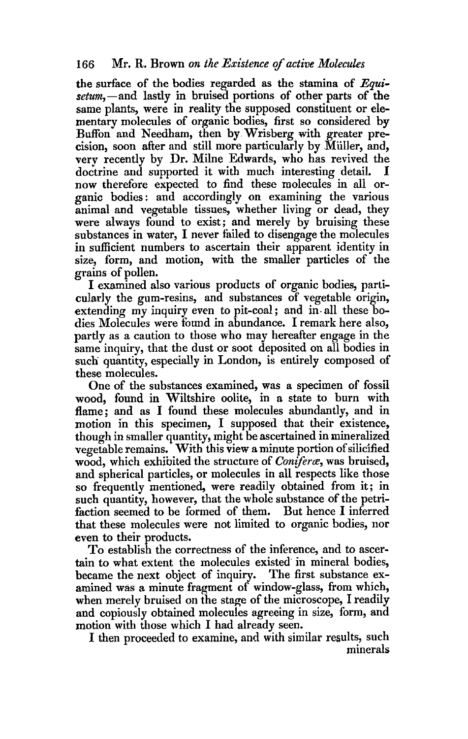the surface of the bodies regarded as the stamina of *Equisetum*,—and lastly in bruised portions of other parts of the same plants, were in reality the supposed constituent or elementary molecules of organic bodies, first so considered by Buffon and Needham, then by Wrisberg with greater precision, soon after and still more particularly by Müller, and, very recently by Dr. Milne Edwards, who has revived the doctrine and supported it with much interesting detail. I now therefore expected to find these molecules in all organic bodies: and accordingly on examining the various animal and vegetable tissues, whether living or dead, they were always found to exist; and merely by bruising these substances in water, I never failed to disengage the molecules in sufficient numbers to ascertain their apparent identity in size, form, and motion, with the smaller particles of the grains of pollen.

I examined also various products of organic bodies, particularly the gum-resins, and substances of vegetable origin, extending my inquiry even to pit-coal; and in all these bodies Molecules were found in abundance. I remark here also, partly as a caution to those who may hereafter engage in the same inquiry, that the dust or soot deposited on all bodies in such quantity, especially in London, is entirely composed of these molecules.

One of the substances examined, was a specimen of fossil wood, found in Wiltshire oolite, in a state to burn with flame; and as I found these molecules abundantly, and in motion in this specimen, I supposed that their existence, though in smaller quantity, might be ascertained in mineralized vegetable remains. With this view a minute portion of silicified wood, which exhibited the structure of *Coniferæ*, was bruised, and spherical particles, or molecules in all respects like those so frequently mentioned, were readily obtained from it; in such quantity, however, that the whole substance of the petrifaction seemed to be formed of them. But hence I inferred that these molecules were not limited to organic bodies, nor even to their products.

To establish the correctness of the inference, and to ascertain to what extent the molecules existed in mineral bodies, became the next object of inquiry. The first substance examined was a minute fragment of window-glass, from which, when merely bruised on the stage of the microscope, I readily and copiously obtained molecules agreeing in size, form, and motion with those which I had already seen.

I then proceeded to examine, and with similar results, such minerals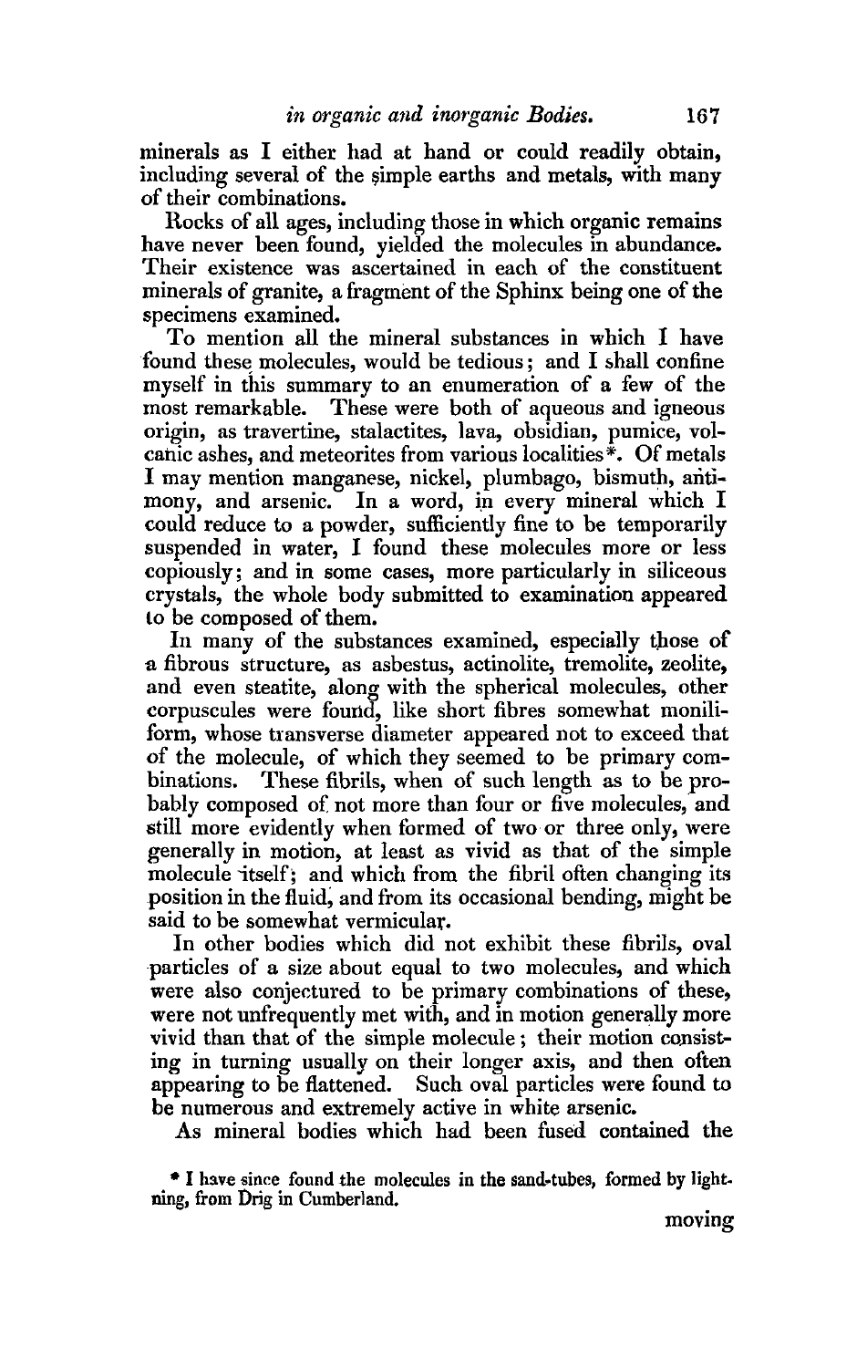minerals as I either had at hand or could readily obtain, including several of the simple earths and metals, with many of their combinations.

Rocks of all ages, including those in which organic remains have never been found, yielded the molecules in abundance. Their existence was ascertained in each of the constituent minerals of granite, a fragment of the Sphinx being one of the specimens examined.

To mention all the mineral substances in which I have found these molecules, would be tedious; and I shall confine myself in this summary to an enumeration of a few of the most remarkable. These were both of aqueous and igneous origin, as travertine, stalactites, lava, obsidian, pumice, volcanic ashes, and meteorites from various localities*. Of metals I may mention manganese, nickel, plumbago, bismuth, antimony, and arsenic. In a word, in every mineral which I could reduce to a powder, sufficiently fine to be temporarily suspended in water, I found these molecules more or less copiously; and in some cases, more particularly in siliceous crystals, the whole body submitted to examination appeared to be composed of them.

In many of the substances examined, especially those of a fibrous structure, as asbestus, actinolite, tremolite, zeolite, and even steatite, along with the spherical molecules, other corpuscules were found, like short fibres somewhat moniliform, whose transverse diameter appeared not to exceed that of the molecule, of which they seemed to be primary combinations. These fibrils, when of such length as to be probably composed of not more than four or five molecules, and still more evidently when formed of two or three only, were generally in motion, at least as vivid as that of the simple molecule itself; and which from the fibril often changing its position in the fluid, and from its occasional bending, might be said to be somewhat vermicular.

In other bodies which did not exhibit these fibrils, oval particles of a size about equal to two molecules, and which were also conjectured to be primary combinations of these, were not unfrequently met with, and in motion generally more vivid than that of the simple molecule; their motion consisting in turning usually on their longer axis, and then often appearing to be flattened. Such oval particles were found to be numerous and extremely active in white arsenic.

As mineral bodies which had been fused contained the

\* I have since found the molecules in the sand-tubes, formed by lightning, from Drig in Cumberland.

moving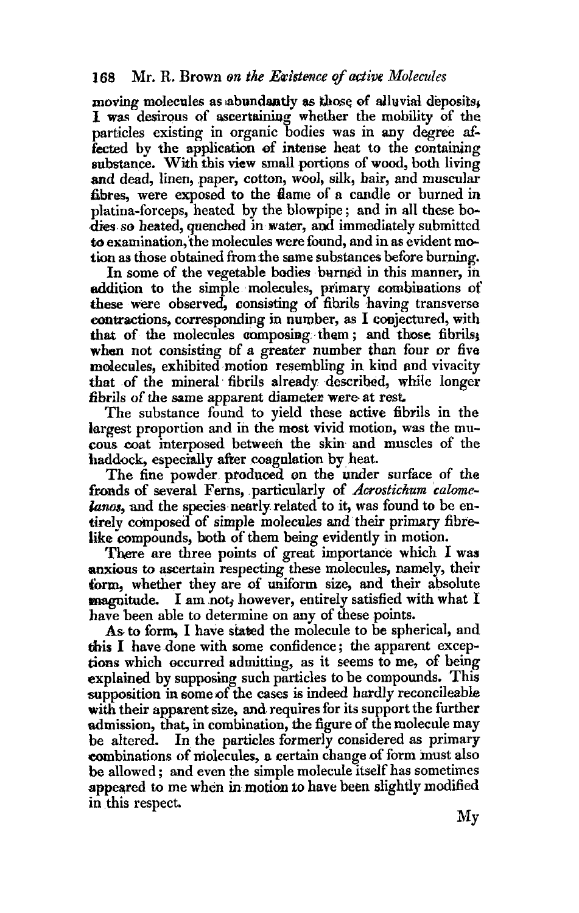moving molecules as abundantly as those of alluvial deposits, I was desirous of ascertaining whether the mobility of the particles existing in organic bodies was in any degree affected by the application of intense heat to the containing substance. With this view small portions of wood, both living and dead, linen, paper, cotton, wool, silk, hair, and muscular fibres, were exposed to the flame of a candle or burned in platina-forceps, heated by the blowpipe; and in all these bodies so heated, quenched in water, and immediately submitted to examination, the molecules were found, and in as evident motion as those obtained from the same substances before burning.

In some of the vegetable bodies burned in this manner, in addition to the simple molecules, primary combinations of these were observed, consisting of fibrils having transverse contractions, corresponding in number, as I conjectured, with that of the molecules composing them; and those fibrils, when not consisting of a greater number than four or five molecules, exhibited motion resembling in kind and vivacity that of the mineral fibrils already described, while longer fibrils of the same apparent diameter were at rest.

The substance found to yield these active fibrils in the largest proportion and in the most vivid motion, was the mucous coat interposed between the skin and muscles of the haddock, especially after coagulation by heat.

The fine powder produced on the under surface of the fronds of several Ferns, particularly of *Acrostichum calomelanos*, and the species nearly related to it, was found to be entirely composed of simple molecules and their primary fibre-like compounds, both of them being evidently in motion.

There are three points of great importance which I was anxious to ascertain respecting these molecules, namely, their form, whether they are of uniform size, and their absolute magnitude. I am not, however, entirely satisfied with what I have been able to determine on any of these points.

As to form, I have stated the molecule to be spherical, and this I have done with some confidence; the apparent exceptions which occurred admitting, as it seems to me, of being explained by supposing such particles to be compounds. This supposition in some of the cases is indeed hardly reconcileable with their apparent size, and requires for its support the further admission, that, in combination, the figure of the molecule may be altered. In the particles formerly considered as primary combinations of molecules, a certain change of form must also be allowed; and even the simple molecule itself has sometimes appeared to me when in motion to have been slightly modified in this respect.

My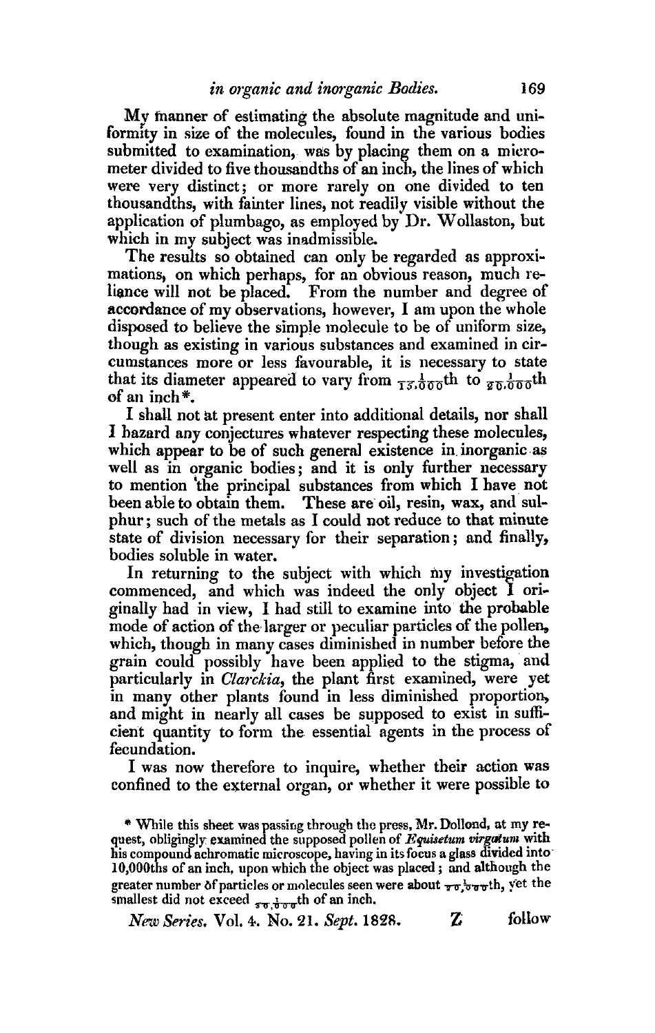My manner of estimating the absolute magnitude and uniformity in size of the molecules, found in the various bodies submitted to examination, was by placing them on a micrometer divided to five thousandths of an inch, the lines of which were very distinct; or more rarely on one divided to ten thousandths, with fainter lines, not readily visible without the application of plumbago, as employed by Dr. Wollaston, but which in my subject was inadmissible.

The results so obtained can only be regarded as approximations, on which perhaps, for an obvious reason, much reliance will not be placed. From the number and degree of accordance of my observations, however, I am upon the whole disposed to believe the simple molecule to be of uniform size, though as existing in various substances and examined in circumstances more or less favourable, it is necessary to state that its diameter appeared to vary from $\frac{1}{15,000}$th to $\frac{1}{20,000}$th of an inch*.

I shall not at present enter into additional details, nor shall I hazard any conjectures whatever respecting these molecules, which appear to be of such general existence in inorganic as well as in organic bodies; and it is only further necessary to mention the principal substances from which I have not been able to obtain them. These are oil, resin, wax, and sulphur; such of the metals as I could not reduce to that minute state of division necessary for their separation; and finally, bodies soluble in water.

In returning to the subject with which my investigation commenced, and which was indeed the only object I originally had in view, I had still to examine into the probable mode of action of the larger or peculiar particles of the pollen, which, though in many cases diminished in number before the grain could possibly have been applied to the stigma, and particularly in *Clarckia*, the plant first examined, were yet in many other plants found in less diminished proportion, and might in nearly all cases be supposed to exist in sufficient quantity to form the essential agents in the process of fecundation.

I was now therefore to inquire, whether their action was confined to the external organ, or whether it were possible to follow

* While this sheet was passing through the press, Mr. Dollond, at my request, obligingly examined the supposed pollen of *Equisetum virgatum* with his compound achromatic microscope, having in its focus a glass divided into 10,000ths of an inch, upon which the object was placed; and although the greater number of particles or molecules seen were about $\frac{1}{20,000}$th, yet the smallest did not exceed $\frac{1}{30,000}$th of an inch.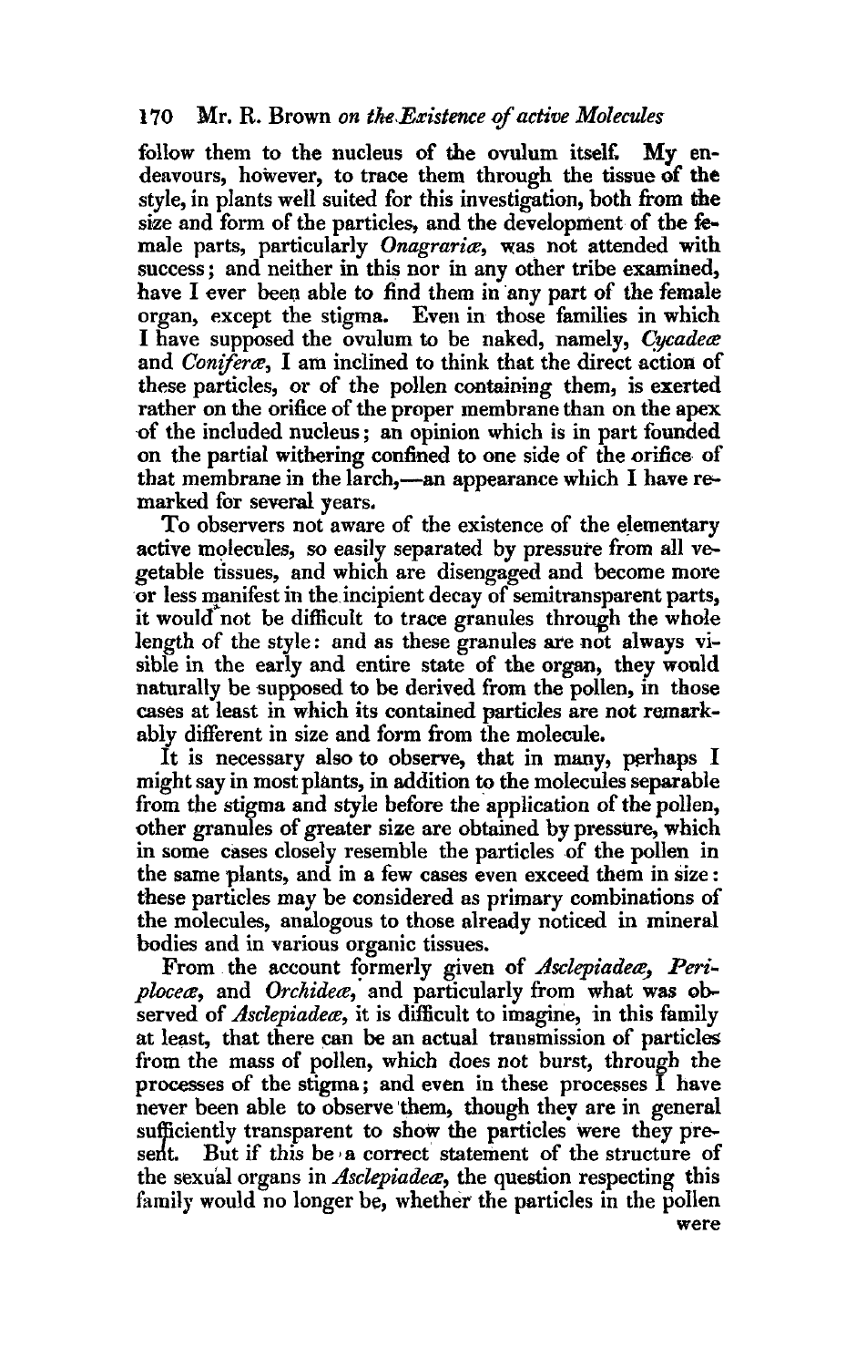follow them to the nucleus of the ovulum itself. My endeavours, however, to trace them through the tissue of the style, in plants well suited for this investigation, both from the size and form of the particles, and the development of the female parts, particularly *Onagrariæ*, was not attended with success; and neither in this nor in any other tribe examined, have I ever been able to find them in any part of the female organ, except the stigma. Even in those families in which I have supposed the ovulum to be naked, namely, *Cycadeæ* and *Coniferæ*, I am inclined to think that the direct action of these particles, or of the pollen containing them, is exerted rather on the orifice of the proper membrane than on the apex of the included nucleus; an opinion which is in part founded on the partial withering confined to one side of the orifice of that membrane in the larch,—an appearance which I have remarked for several years.

To observers not aware of the existence of the elementary active molecules, so easily separated by pressure from all vegetable tissues, and which are disengaged and become more or less manifest in the incipient decay of semitransparent parts, it would not be difficult to trace granules through the whole length of the style: and as these granules are not always visible in the early and entire state of the organ, they would naturally be supposed to be derived from the pollen, in those cases at least in which its contained particles are not remarkably different in size and form from the molecule.

It is necessary also to observe, that in many, perhaps I might say in most plants, in addition to the molecules separable from the stigma and style before the application of the pollen, other granules of greater size are obtained by pressure, which in some cases closely resemble the particles of the pollen in the same plants, and in a few cases even exceed them in size: these particles may be considered as primary combinations of the molecules, analogous to those already noticed in mineral bodies and in various organic tissues.

From the account formerly given of *Asclepiadeæ*, *Periploceæ*, and *Orchideæ*, and particularly from what was observed of *Asclepiadeæ*, it is difficult to imagine, in this family at least, that there can be an actual transmission of particles from the mass of pollen, which does not burst, through the processes of the stigma; and even in these processes I have never been able to observe them, though they are in general sufficiently transparent to show the particles were they present. But if this be a correct statement of the structure of the sexual organs in *Asclepiadeæ*, the question respecting this family would no longer be, whether the particles in the pollen were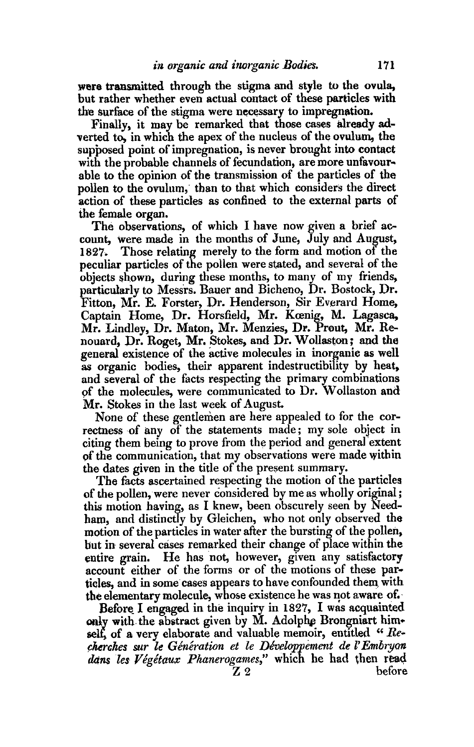were transmitted through the stigma and style to the ovula, but rather whether even actual contact of these particles with the surface of the stigma were necessary to impregnation.

Finally, it may be remarked that those cases already adverted to, in which the apex of the nucleus of the ovulum, the supposed point of impregnation, is never brought into contact with the probable channels of fecundation, are more unfavourable to the opinion of the transmission of the particles of the pollen to the ovulum, than to that which considers the direct action of these particles as confined to the external parts of the female organ.

The observations, of which I have now given a brief account, were made in the months of June, July and August, 1827. Those relating merely to the form and motion of the peculiar particles of the pollen were stated, and several of the objects shown, during these months, to many of my friends, particularly to Messrs. Bauer and Bicheno, Dr. Bostock, Dr. Fitton, Mr. E. Forster, Dr. Henderson, Sir Everard Home, Captain Home, Dr. Horsfield, Mr. Kœnig, M. Lagasca, Mr. Lindley, Dr. Maton, Mr. Menzies, Dr. Prout, Mr. Renouard, Dr. Roget, Mr. Stokes, and Dr. Wollaston; and the general existence of the active molecules in inorganic as well as organic bodies, their apparent indestructibility by heat, and several of the facts respecting the primary combinations of the molecules, were communicated to Dr. Wollaston and Mr. Stokes in the last week of August.

None of these gentlemen are here appealed to for the correctness of any of the statements made; my sole object in citing them being to prove from the period and general extent of the communication, that my observations were made within the dates given in the title of the present summary.

The facts ascertained respecting the motion of the particles of the pollen, were never considered by me as wholly original; this motion having, as I knew, been obscurely seen by Needham, and distinctly by Gleichen, who not only observed the motion of the particles in water after the bursting of the pollen, but in several cases remarked their change of place within the entire grain. He has not, however, given any satisfactory account either of the forms or of the motions of these particles, and in some cases appears to have confounded them with the elementary molecule, whose existence he was not aware of.

Before I engaged in the inquiry in 1827, I was acquainted only with the abstract given by M. Adolphe Brongniart himself, of a very elaborate and valuable memoir, entitled "*Recherches sur le Génération et le Développement de l'Embryon dans les Végétaux Phanerogames*," which he had then read before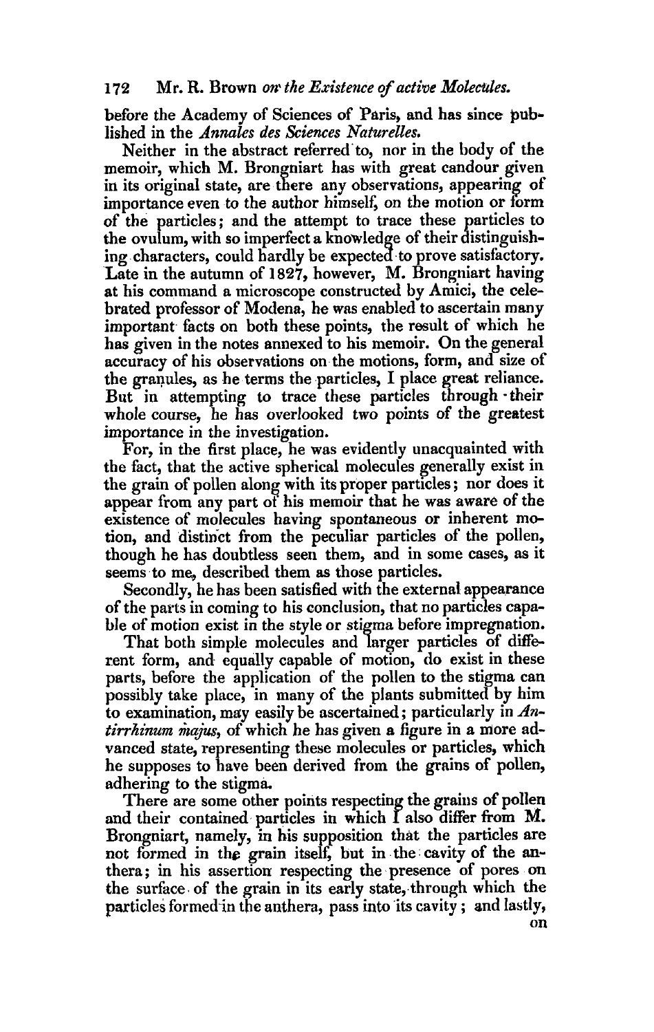before the Academy of Sciences of Paris, and has since published in the *Annales des Sciences Naturelles.*

Neither in the abstract referred to, nor in the body of the memoir, which M. Brongniart has with great candour given in its original state, are there any observations, appearing of importance even to the author himself, on the motion or form of the particles; and the attempt to trace these particles to the ovulum, with so imperfect a knowledge of their distinguishing characters, could hardly be expected to prove satisfactory. Late in the autumn of 1827, however, M. Brongniart having at his command a microscope constructed by Amici, the celebrated professor of Modena, he was enabled to ascertain many important facts on both these points, the result of which he has given in the notes annexed to his memoir. On the general accuracy of his observations on the motions, form, and size of the granules, as he terms the particles, I place great reliance. But in attempting to trace these particles through their whole course, he has overlooked two points of the greatest importance in the investigation.

For, in the first place, he was evidently unacquainted with the fact, that the active spherical molecules generally exist in the grain of pollen along with its proper particles; nor does it appear from any part of his memoir that he was aware of the existence of molecules having spontaneous or inherent motion, and distinct from the peculiar particles of the pollen, though he has doubtless seen them, and in some cases, as it seems to me, described them as those particles.

Secondly, he has been satisfied with the external appearance of the parts in coming to his conclusion, that no particles capable of motion exist in the style or stigma before impregnation.

That both simple molecules and larger particles of different form, and equally capable of motion, do exist in these parts, before the application of the pollen to the stigma can possibly take place, in many of the plants submitted by him to examination, may easily be ascertained; particularly in *Antirrhinum majus*, of which he has given a figure in a more advanced state, representing these molecules or particles, which he supposes to have been derived from the grains of pollen, adhering to the stigma.

There are some other points respecting the grains of pollen and their contained particles in which I also differ from M. Brongniart, namely, in his supposition that the particles are not formed in the grain itself, but in the cavity of the anthera; in his assertion respecting the presence of pores on the surface of the grain in its early state, through which the particles formed in the anthera, pass into its cavity; and lastly, on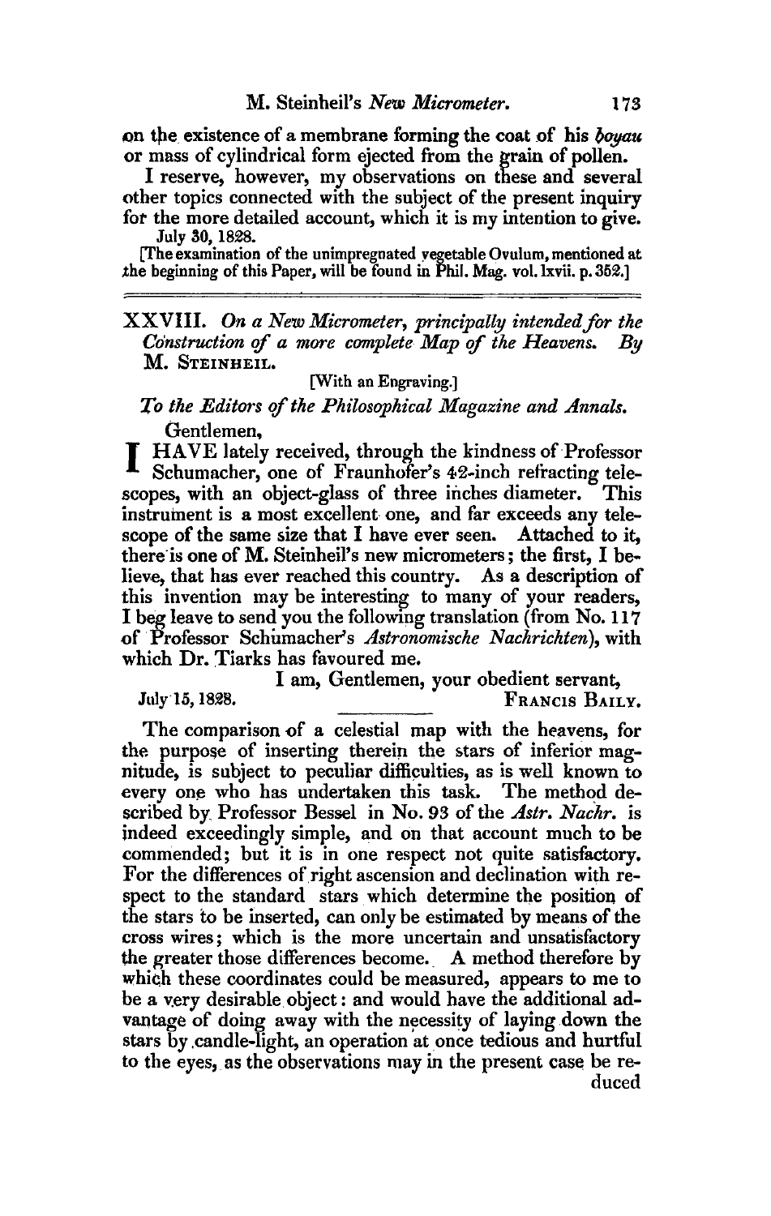on the existence of a membrane forming the coat of his *boyau* or mass of cylindrical form ejected from the grain of pollen.

I reserve, however, my observations on these and several other topics connected with the subject of the present inquiry for the more detailed account, which it is my intention to give.

July 30, 1828.

[The examination of the unimpregnated vegetable Ovulum, mentioned at the beginning of this Paper, will be found in Phil. Mag. vol. lxvii. p. 352.]

---

## XXVIII. *On a New Micrometer, principally intended for the Construction of a more complete Map of the Heavens.* By M. Steinheil.

[With an Engraving.]

*To the Editors of the Philosophical Magazine and Annals.*

Gentlemen,

I HAVE lately received, through the kindness of Professor Schumacher, one of Fraunhofer's 42-inch refracting telescopes, with an object-glass of three inches diameter. This instrument is a most excellent one, and far exceeds any telescope of the same size that I have ever seen. Attached to it, there is one of M. Steinheil's new micrometers; the first, I believe, that has ever reached this country. As a description of this invention may be interesting to many of your readers, I beg leave to send you the following translation (from No. 117 of Professor Schumacher's *Astronomische Nachrichten*), with which Dr. Tiarks has favoured me.

I am, Gentlemen, your obedient servant,

July 15, 1828. Francis Baily.

---

The comparison of a celestial map with the heavens, for the purpose of inserting therein the stars of inferior magnitude, is subject to peculiar difficulties, as is well known to every one who has undertaken this task. The method described by Professor Bessel in No. 93 of the *Astr. Nachr.* is indeed exceedingly simple, and on that account much to be commended; but it is in one respect not quite satisfactory. For the differences of right ascension and declination with respect to the standard stars which determine the position of the stars to be inserted, can only be estimated by means of the cross wires; which is the more uncertain and unsatisfactory the greater those differences become. A method therefore by which these coordinates could be measured, appears to me to be a very desirable object: and would have the additional advantage of doing away with the necessity of laying down the stars by candle-light, an operation at once tedious and hurtful to the eyes, as the observations may in the present case be reduced